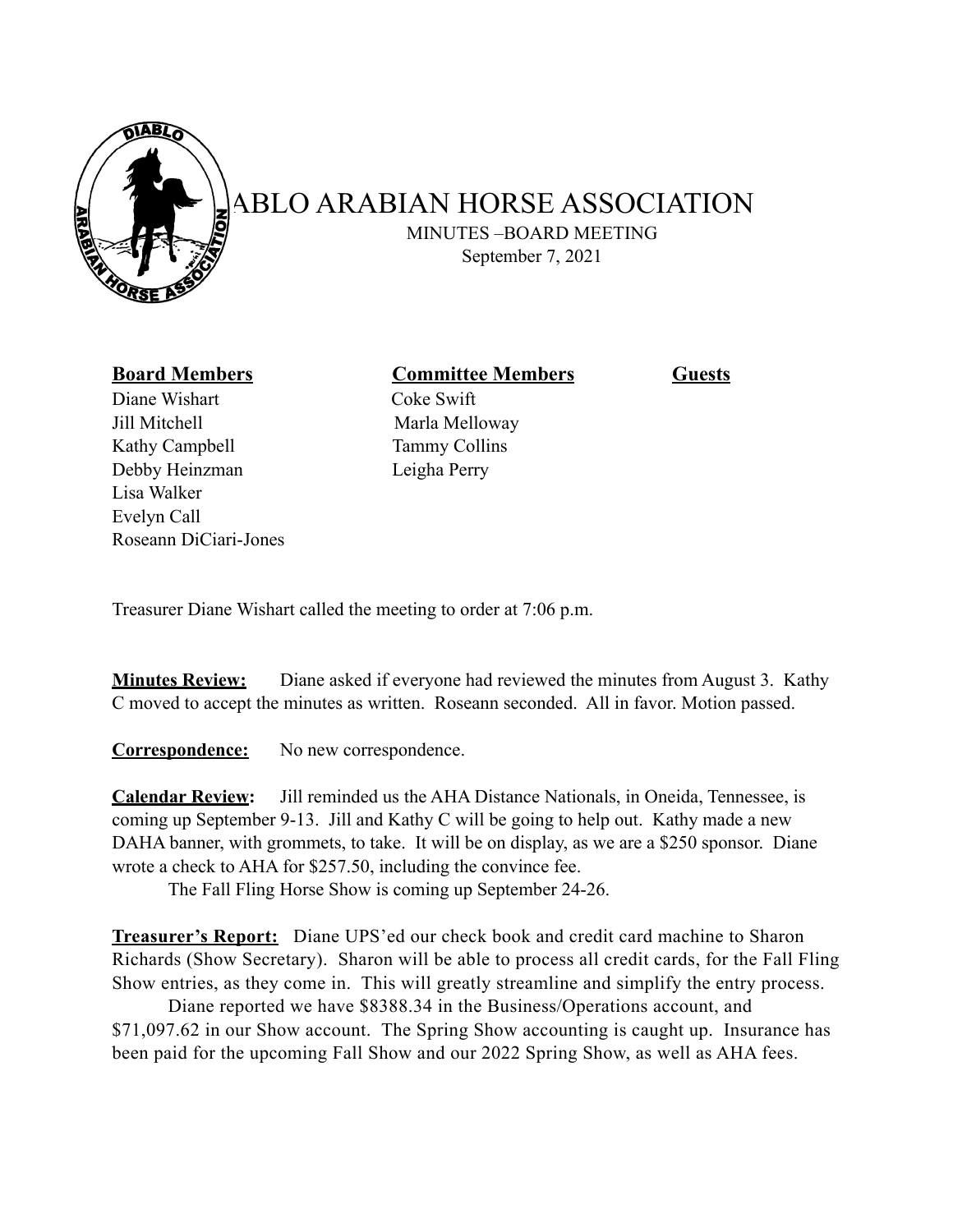# DIABLO ARABIAN HORSE ASSOCIATION

MINUTES –BOARD MEETING

September 7, 2021

| **Board Members** | **Committee Members** | **Guests** |
|---|---|---|
| Diane Wishart | Coke Swift | |
| Jill Mitchell | Marla Melloway | |
| Kathy Campbell | Tammy Collins | |
| Debby Heinzman | Leigha Perry | |
| Lisa Walker | | |
| Evelyn Call | | |
| Roseann DiCiari-Jones | | |

Treasurer Diane Wishart called the meeting to order at 7:06 p.m.

**Minutes Review:** Diane asked if everyone had reviewed the minutes from August 3. Kathy C moved to accept the minutes as written. Roseann seconded. All in favor. Motion passed.

**Correspondence:** No new correspondence.

**Calendar Review:** Jill reminded us the AHA Distance Nationals, in Oneida, Tennessee, is coming up September 9-13. Jill and Kathy C will be going to help out. Kathy made a new DAHA banner, with grommets, to take. It will be on display, as we are a $250 sponsor. Diane wrote a check to AHA for $257.50, including the convince fee.

The Fall Fling Horse Show is coming up September 24-26.

**Treasurer's Report:** Diane UPS'ed our check book and credit card machine to Sharon Richards (Show Secretary). Sharon will be able to process all credit cards, for the Fall Fling Show entries, as they come in. This will greatly streamline and simplify the entry process.

Diane reported we have $8388.34 in the Business/Operations account, and $71,097.62 in our Show account. The Spring Show accounting is caught up. Insurance has been paid for the upcoming Fall Show and our 2022 Spring Show, as well as AHA fees.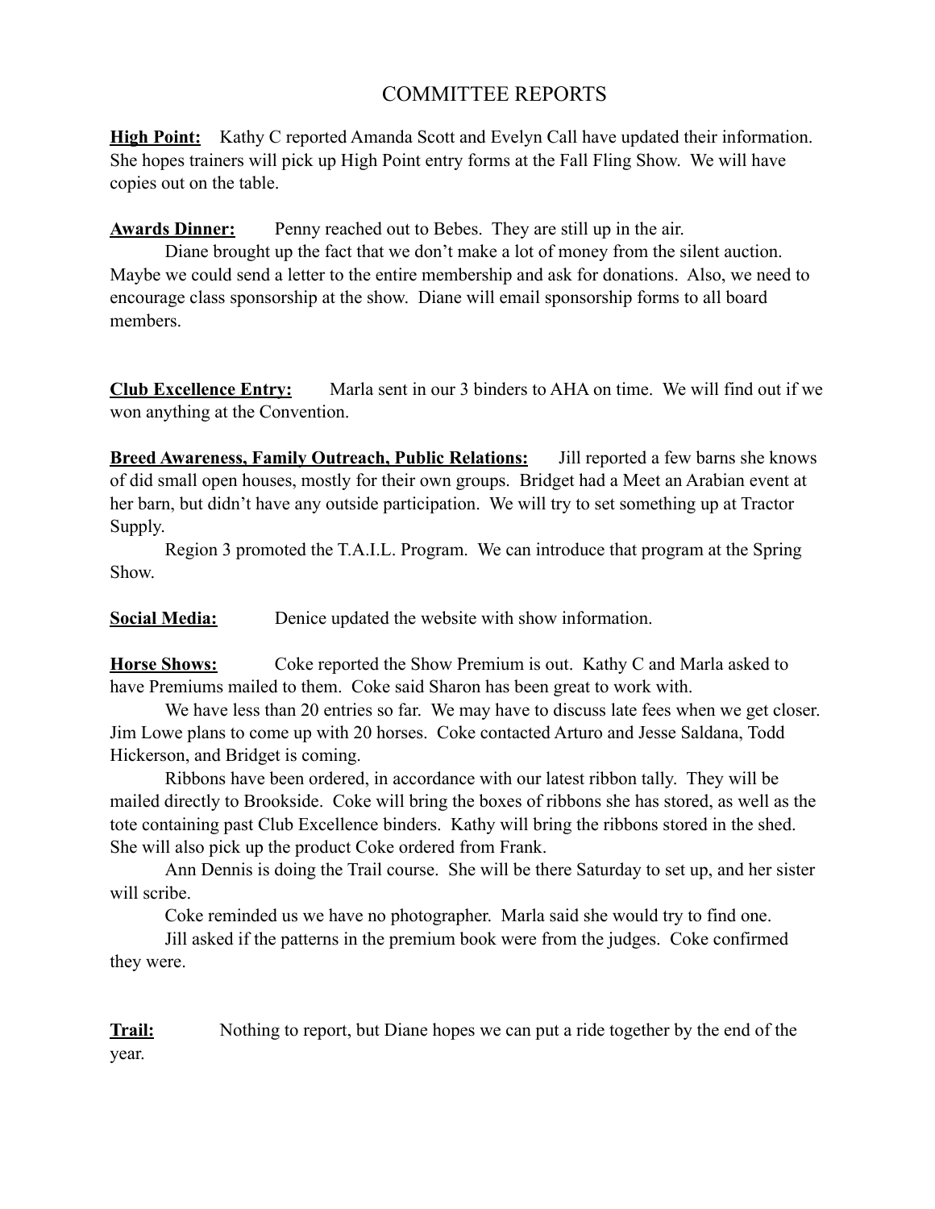# COMMITTEE REPORTS

**High Point:** Kathy C reported Amanda Scott and Evelyn Call have updated their information. She hopes trainers will pick up High Point entry forms at the Fall Fling Show. We will have copies out on the table.

**Awards Dinner:** Penny reached out to Bebes. They are still up in the air.

Diane brought up the fact that we don't make a lot of money from the silent auction. Maybe we could send a letter to the entire membership and ask for donations. Also, we need to encourage class sponsorship at the show. Diane will email sponsorship forms to all board members.

**Club Excellence Entry:** Marla sent in our 3 binders to AHA on time. We will find out if we won anything at the Convention.

**Breed Awareness, Family Outreach, Public Relations:** Jill reported a few barns she knows of did small open houses, mostly for their own groups. Bridget had a Meet an Arabian event at her barn, but didn't have any outside participation. We will try to set something up at Tractor Supply.

Region 3 promoted the T.A.I.L. Program. We can introduce that program at the Spring Show.

**Social Media:** Denice updated the website with show information.

**Horse Shows:** Coke reported the Show Premium is out. Kathy C and Marla asked to have Premiums mailed to them. Coke said Sharon has been great to work with.

We have less than 20 entries so far. We may have to discuss late fees when we get closer. Jim Lowe plans to come up with 20 horses. Coke contacted Arturo and Jesse Saldana, Todd Hickerson, and Bridget is coming.

Ribbons have been ordered, in accordance with our latest ribbon tally. They will be mailed directly to Brookside. Coke will bring the boxes of ribbons she has stored, as well as the tote containing past Club Excellence binders. Kathy will bring the ribbons stored in the shed. She will also pick up the product Coke ordered from Frank.

Ann Dennis is doing the Trail course. She will be there Saturday to set up, and her sister will scribe.

Coke reminded us we have no photographer. Marla said she would try to find one.

Jill asked if the patterns in the premium book were from the judges. Coke confirmed they were.

**Trail:** Nothing to report, but Diane hopes we can put a ride together by the end of the year.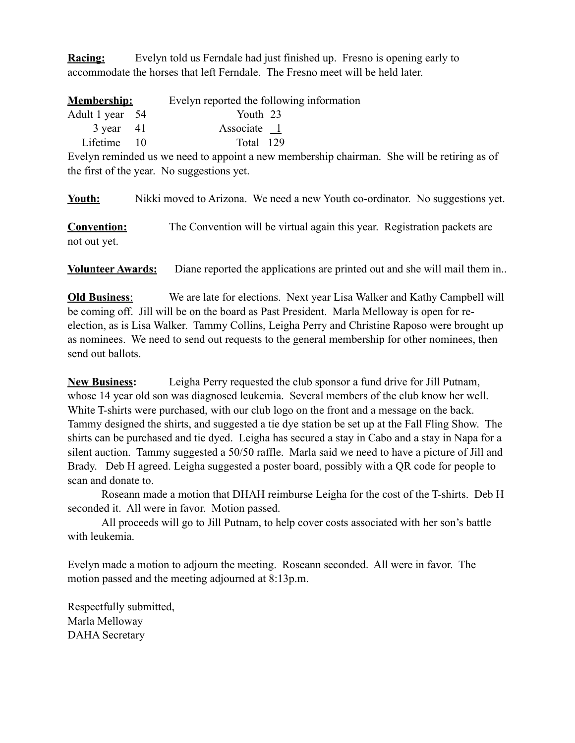**Racing:** Evelyn told us Ferndale had just finished up. Fresno is opening early to accommodate the horses that left Ferndale. The Fresno meet will be held later.

**Membership:** Evelyn reported the following information

| | | | |
|---|---|---|---|
| Adult 1 year | 54 | Youth | 23 |
| 3 year | 41 | Associate | 1 |
| Lifetime | 10 | Total | 129 |

Evelyn reminded us we need to appoint a new membership chairman. She will be retiring as of the first of the year. No suggestions yet.

**Youth:** Nikki moved to Arizona. We need a new Youth co-ordinator. No suggestions yet.

**Convention:** The Convention will be virtual again this year. Registration packets are not out yet.

**Volunteer Awards:** Diane reported the applications are printed out and she will mail them in..

**Old Business**: We are late for elections. Next year Lisa Walker and Kathy Campbell will be coming off. Jill will be on the board as Past President. Marla Melloway is open for re-election, as is Lisa Walker. Tammy Collins, Leigha Perry and Christine Raposo were brought up as nominees. We need to send out requests to the general membership for other nominees, then send out ballots.

**New Business:** Leigha Perry requested the club sponsor a fund drive for Jill Putnam, whose 14 year old son was diagnosed leukemia. Several members of the club know her well. White T-shirts were purchased, with our club logo on the front and a message on the back. Tammy designed the shirts, and suggested a tie dye station be set up at the Fall Fling Show. The shirts can be purchased and tie dyed. Leigha has secured a stay in Cabo and a stay in Napa for a silent auction. Tammy suggested a 50/50 raffle. Marla said we need to have a picture of Jill and Brady. Deb H agreed. Leigha suggested a poster board, possibly with a QR code for people to scan and donate to.

Roseann made a motion that DHAH reimburse Leigha for the cost of the T-shirts. Deb H seconded it. All were in favor. Motion passed.

All proceeds will go to Jill Putnam, to help cover costs associated with her son's battle with leukemia.

Evelyn made a motion to adjourn the meeting. Roseann seconded. All were in favor. The motion passed and the meeting adjourned at 8:13p.m.

Respectfully submitted,
Marla Melloway
DAHA Secretary